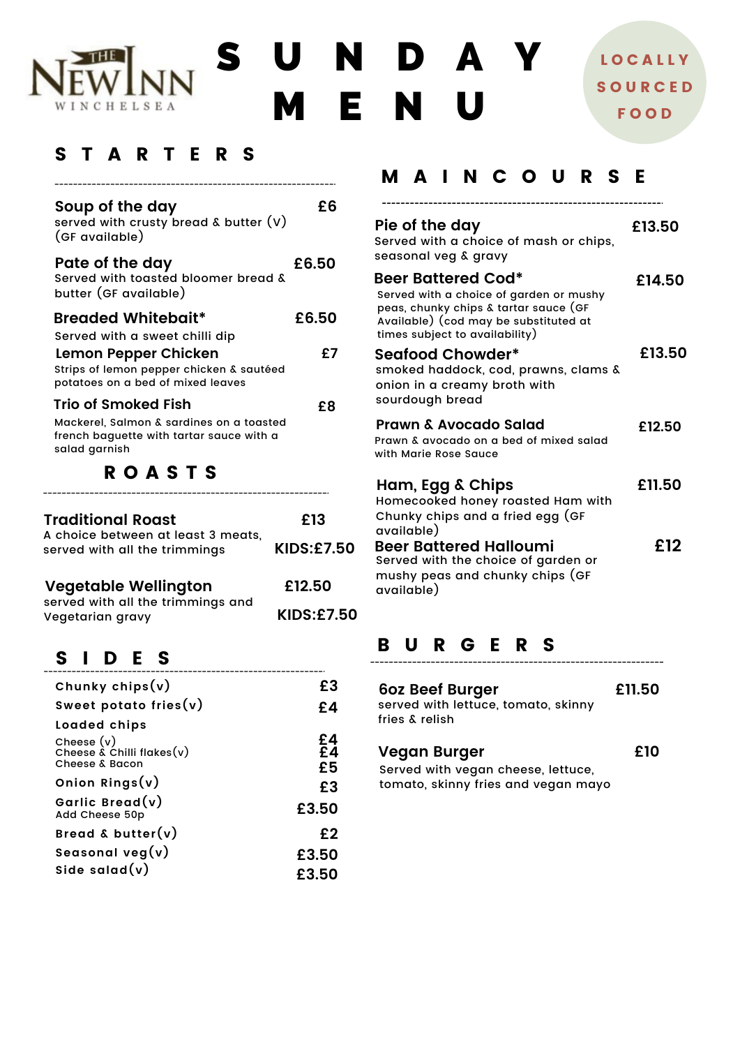THE NEW INN WINCHELSEA

# SUNDAY MENU

LOCALLY SOURCED FOOD

## STARTERS

**Soup of the day** £6
served with crusty bread & butter (V) (GF available)

**Pate of the day** £6.50
Served with toasted bloomer bread & butter (GF available)

**Breaded Whitebait*** £6.50
Served with a sweet chilli dip

**Lemon Pepper Chicken** £7
Strips of lemon pepper chicken & sautéed potatoes on a bed of mixed leaves

**Trio of Smoked Fish** £8
Mackerel, Salmon & sardines on a toasted french baguette with tartar sauce with a salad garnish

## ROASTS

**Traditional Roast** £13
A choice between at least 3 meats, served with all the trimmings
KIDS:£7.50

**Vegetable Wellington** £12.50
served with all the trimmings and Vegetarian gravy
KIDS:£7.50

## SIDES

| | |
|---|---|
| Chunky chips(v) | £3 |
| Sweet potato fries(v) | £4 |
| Loaded chips | |
| Cheese (v) | £4 |
| Cheese & Chilli flakes(v) | £4 |
| Cheese & Bacon | £5 |
| Onion Rings(v) | £3 |
| Garlic Bread(v) Add Cheese 50p | £3.50 |
| Bread & butter(v) | £2 |
| Seasonal veg(v) | £3.50 |
| Side salad(v) | £3.50 |

## MAINCOURSE

**Pie of the day** £13.50
Served with a choice of mash or chips, seasonal veg & gravy

**Beer Battered Cod*** £14.50
Served with a choice of garden or mushy peas, chunky chips & tartar sauce (GF Available) (cod may be substituted at times subject to availability)

**Seafood Chowder*** £13.50
smoked haddock, cod, prawns, clams & onion in a creamy broth with sourdough bread

**Prawn & Avocado Salad** £12.50
Prawn & avocado on a bed of mixed salad with Marie Rose Sauce

**Ham, Egg & Chips** £11.50
Homecooked honey roasted Ham with Chunky chips and a fried egg (GF available)

**Beer Battered Halloumi** £12
Served with the choice of garden or mushy peas and chunky chips (GF available)

## BURGERS

**6oz Beef Burger** £11.50
served with lettuce, tomato, skinny fries & relish

**Vegan Burger** £10
Served with vegan cheese, lettuce, tomato, skinny fries and vegan mayo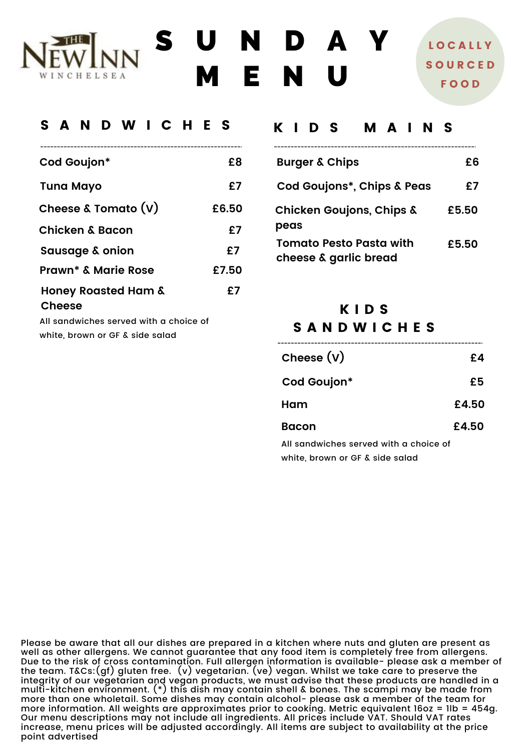THE NEW INN
WINCHELSEA

# SUNDAY MENU

LOCALLY SOURCED FOOD

## SANDWICHES

| | |
|---|---|
| Cod Goujon* | £8 |
| Tuna Mayo | £7 |
| Cheese & Tomato (V) | £6.50 |
| Chicken & Bacon | £7 |
| Sausage & onion | £7 |
| Prawn* & Marie Rose | £7.50 |
| Honey Roasted Ham & Cheese | £7 |

All sandwiches served with a choice of white, brown or GF & side salad

## KIDS MAINS

| | |
|---|---|
| Burger & Chips | £6 |
| Cod Goujons*, Chips & Peas | £7 |
| Chicken Goujons, Chips & peas | £5.50 |
| Tomato Pesto Pasta with cheese & garlic bread | £5.50 |

## KIDS SANDWICHES

| | |
|---|---|
| Cheese (V) | £4 |
| Cod Goujon* | £5 |
| Ham | £4.50 |
| Bacon | £4.50 |

All sandwiches served with a choice of white, brown or GF & side salad

Please be aware that all our dishes are prepared in a kitchen where nuts and gluten are present as well as other allergens. We cannot guarantee that any food item is completely free from allergens. Due to the risk of cross contamination. Full allergen information is available- please ask a member of the team. T&Cs:(gf) gluten free. (v) vegetarian. (ve) vegan. Whilst we take care to preserve the integrity of our vegetarian and vegan products, we must advise that these products are handled in a multi-kitchen environment. (*) this dish may contain shell & bones. The scampi may be made from more than one wholetail. Some dishes may contain alcohol- please ask a member of the team for more information. All weights are approximates prior to cooking. Metric equivalent 16oz = 1lb = 454g. Our menu descriptions may not include all ingredients. All prices include VAT. Should VAT rates increase, menu prices will be adjusted accordingly. All items are subject to availability at the price point advertised